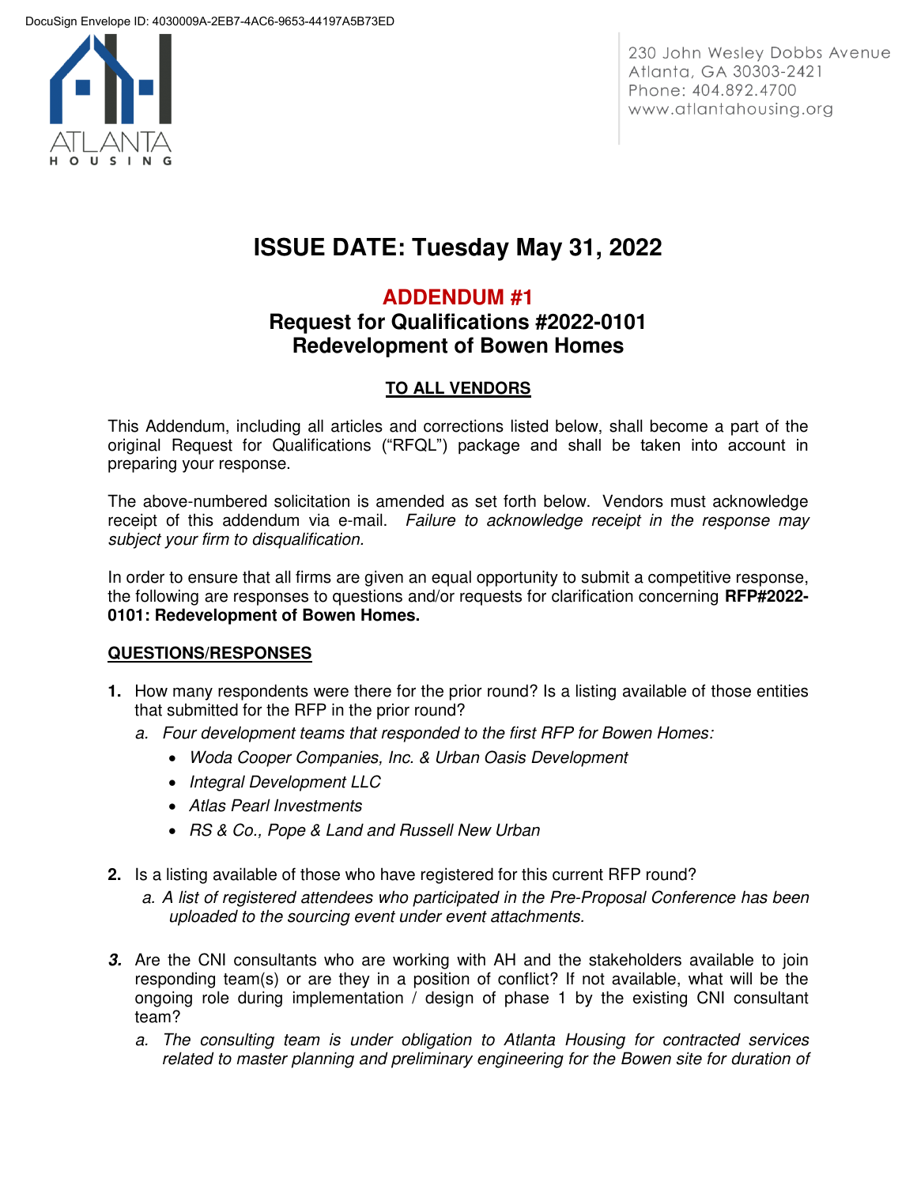DocuSign Envelope ID: 4030009A-2EB7-4AC6-9653-44197A5B73ED

ATLANTA HOUSING

230 John Wesley Dobbs Avenue
Atlanta, GA 30303-2421
Phone: 404.892.4700
www.atlantahousing.org

# ISSUE DATE: Tuesday May 31, 2022

## ADDENDUM #1
## Request for Qualifications #2022-0101
## Redevelopment of Bowen Homes

**TO ALL VENDORS**

This Addendum, including all articles and corrections listed below, shall become a part of the original Request for Qualifications ("RFQL") package and shall be taken into account in preparing your response.

The above-numbered solicitation is amended as set forth below. Vendors must acknowledge receipt of this addendum via e-mail. *Failure to acknowledge receipt in the response may subject your firm to disqualification.*

In order to ensure that all firms are given an equal opportunity to submit a competitive response, the following are responses to questions and/or requests for clarification concerning **RFP#2022-0101: Redevelopment of Bowen Homes.**

**QUESTIONS/RESPONSES**

1. How many respondents were there for the prior round? Is a listing available of those entities that submitted for the RFP in the prior round?
   a. *Four development teams that responded to the first RFP for Bowen Homes:*
      - *Woda Cooper Companies, Inc. & Urban Oasis Development*
      - *Integral Development LLC*
      - *Atlas Pearl Investments*
      - *RS & Co., Pope & Land and Russell New Urban*

2. Is a listing available of those who have registered for this current RFP round?
   a. *A list of registered attendees who participated in the Pre-Proposal Conference has been uploaded to the sourcing event under event attachments.*

3. Are the CNI consultants who are working with AH and the stakeholders available to join responding team(s) or are they in a position of conflict? If not available, what will be the ongoing role during implementation / design of phase 1 by the existing CNI consultant team?
   a. *The consulting team is under obligation to Atlanta Housing for contracted services related to master planning and preliminary engineering for the Bowen site for duration of*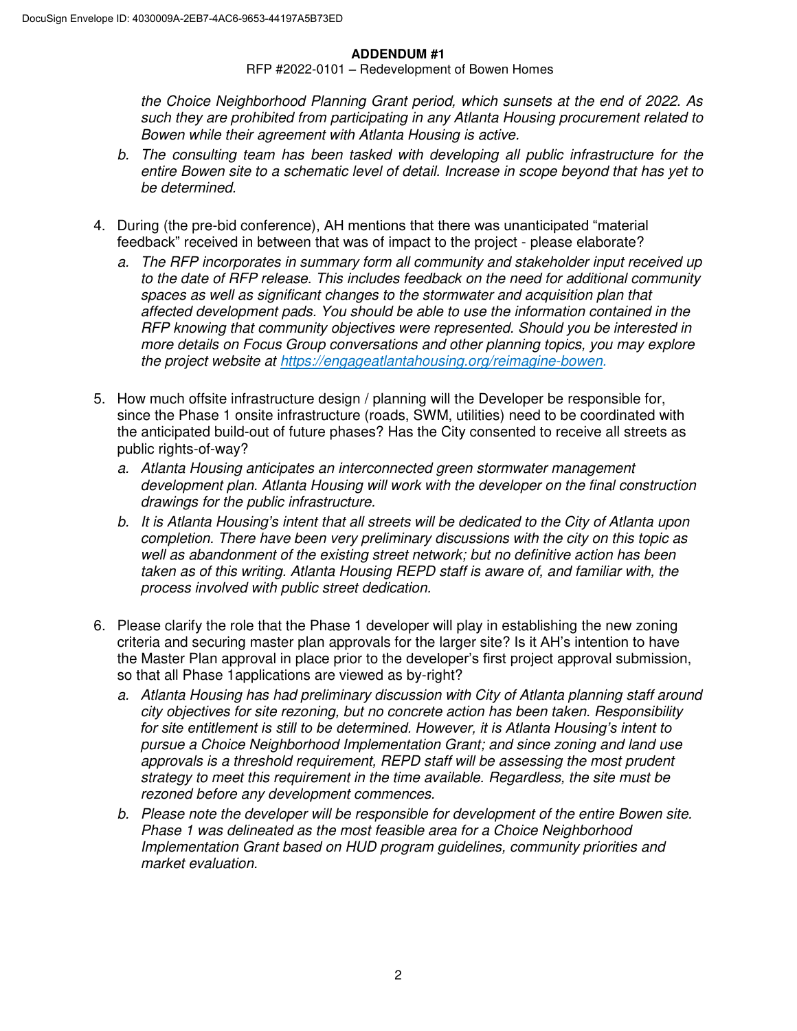**ADDENDUM #1**

RFP #2022-0101 – Redevelopment of Bowen Homes

*the Choice Neighborhood Planning Grant period, which sunsets at the end of 2022. As such they are prohibited from participating in any Atlanta Housing procurement related to Bowen while their agreement with Atlanta Housing is active.*

   b. *The consulting team has been tasked with developing all public infrastructure for the entire Bowen site to a schematic level of detail. Increase in scope beyond that has yet to be determined.*

4. During (the pre-bid conference), AH mentions that there was unanticipated "material feedback" received in between that was of impact to the project - please elaborate?
   a. *The RFP incorporates in summary form all community and stakeholder input received up to the date of RFP release. This includes feedback on the need for additional community spaces as well as significant changes to the stormwater and acquisition plan that affected development pads. You should be able to use the information contained in the RFP knowing that community objectives were represented. Should you be interested in more details on Focus Group conversations and other planning topics, you may explore the project website at [https://engageatlantahousing.org/reimagine-bowen](https://engageatlantahousing.org/reimagine-bowen).*

5. How much offsite infrastructure design / planning will the Developer be responsible for, since the Phase 1 onsite infrastructure (roads, SWM, utilities) need to be coordinated with the anticipated build-out of future phases? Has the City consented to receive all streets as public rights-of-way?
   a. *Atlanta Housing anticipates an interconnected green stormwater management development plan. Atlanta Housing will work with the developer on the final construction drawings for the public infrastructure.*
   b. *It is Atlanta Housing's intent that all streets will be dedicated to the City of Atlanta upon completion. There have been very preliminary discussions with the city on this topic as well as abandonment of the existing street network; but no definitive action has been taken as of this writing. Atlanta Housing REPD staff is aware of, and familiar with, the process involved with public street dedication.*

6. Please clarify the role that the Phase 1 developer will play in establishing the new zoning criteria and securing master plan approvals for the larger site? Is it AH's intention to have the Master Plan approval in place prior to the developer's first project approval submission, so that all Phase 1applications are viewed as by-right?
   a. *Atlanta Housing has had preliminary discussion with City of Atlanta planning staff around city objectives for site rezoning, but no concrete action has been taken. Responsibility for site entitlement is still to be determined. However, it is Atlanta Housing's intent to pursue a Choice Neighborhood Implementation Grant; and since zoning and land use approvals is a threshold requirement, REPD staff will be assessing the most prudent strategy to meet this requirement in the time available. Regardless, the site must be rezoned before any development commences.*
   b. *Please note the developer will be responsible for development of the entire Bowen site. Phase 1 was delineated as the most feasible area for a Choice Neighborhood Implementation Grant based on HUD program guidelines, community priorities and market evaluation.*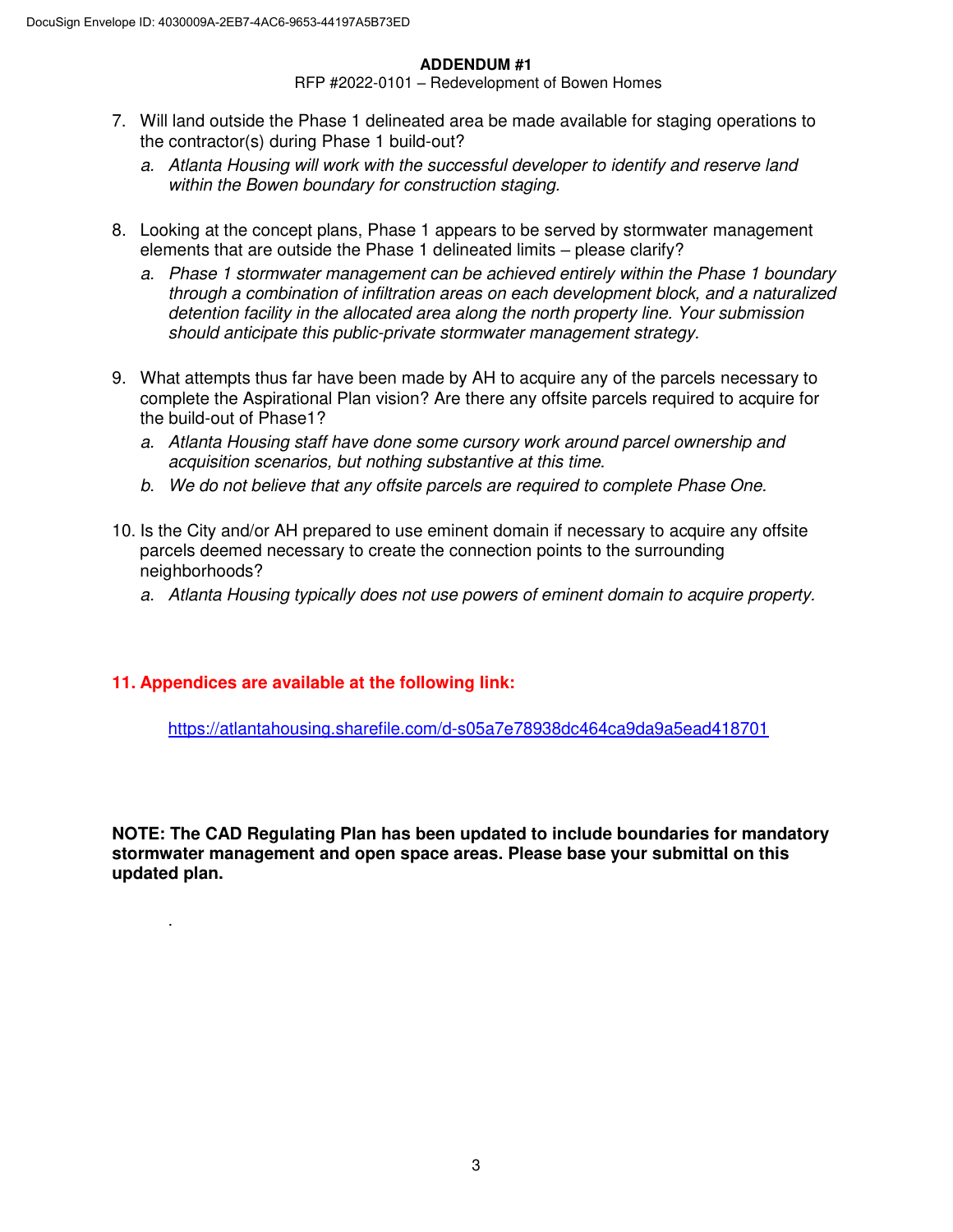**ADDENDUM #1**

RFP #2022-0101 – Redevelopment of Bowen Homes

7. Will land outside the Phase 1 delineated area be made available for staging operations to the contractor(s) during Phase 1 build-out?
   a. *Atlanta Housing will work with the successful developer to identify and reserve land within the Bowen boundary for construction staging.*

8. Looking at the concept plans, Phase 1 appears to be served by stormwater management elements that are outside the Phase 1 delineated limits – please clarify?
   a. *Phase 1 stormwater management can be achieved entirely within the Phase 1 boundary through a combination of infiltration areas on each development block, and a naturalized detention facility in the allocated area along the north property line. Your submission should anticipate this public-private stormwater management strategy.*

9. What attempts thus far have been made by AH to acquire any of the parcels necessary to complete the Aspirational Plan vision? Are there any offsite parcels required to acquire for the build-out of Phase1?
   a. *Atlanta Housing staff have done some cursory work around parcel ownership and acquisition scenarios, but nothing substantive at this time.*
   b. *We do not believe that any offsite parcels are required to complete Phase One.*

10. Is the City and/or AH prepared to use eminent domain if necessary to acquire any offsite parcels deemed necessary to create the connection points to the surrounding neighborhoods?
    a. *Atlanta Housing typically does not use powers of eminent domain to acquire property.*

**11. Appendices are available at the following link:**

https://atlantahousing.sharefile.com/d-s05a7e78938dc464ca9da9a5ead418701

**NOTE: The CAD Regulating Plan has been updated to include boundaries for mandatory stormwater management and open space areas. Please base your submittal on this updated plan.**

.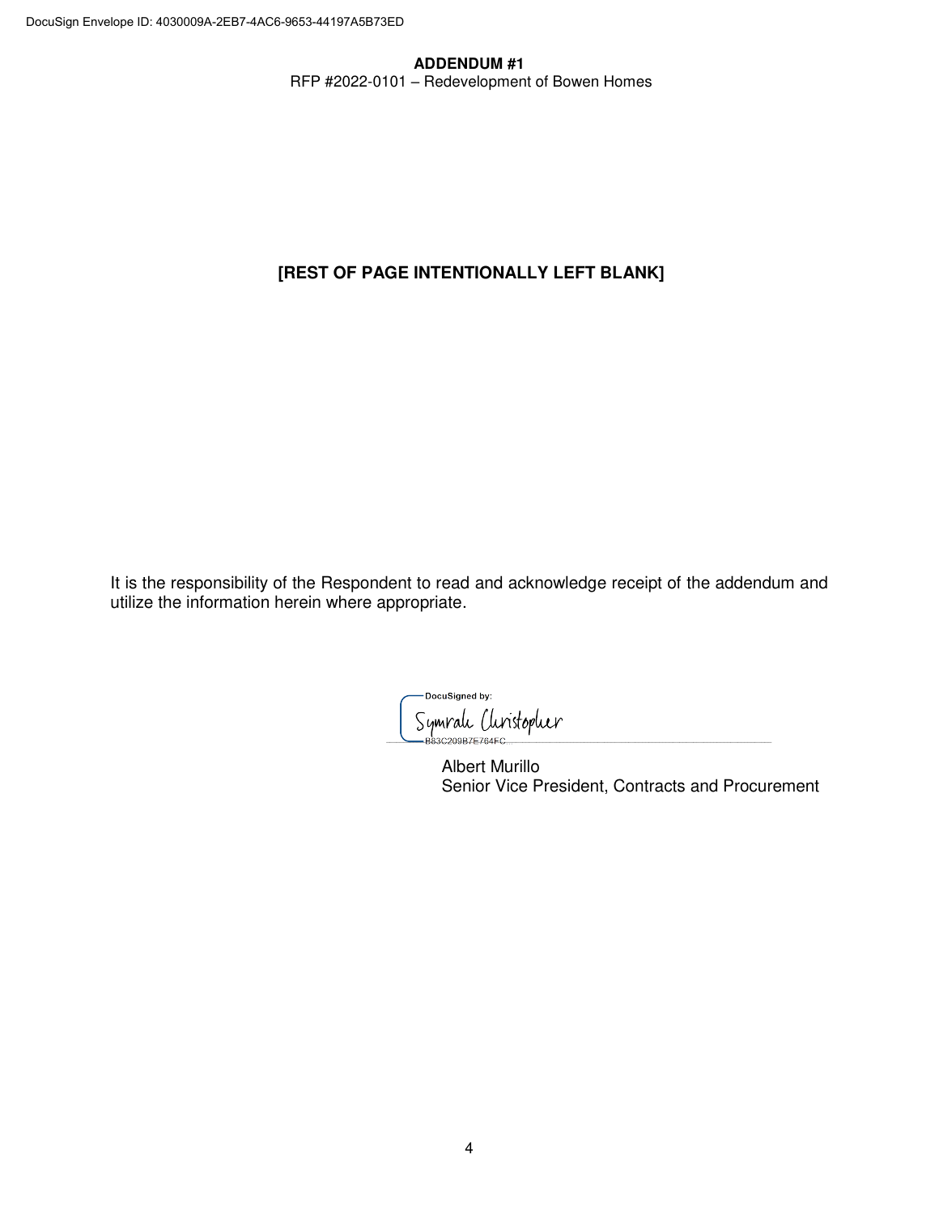**ADDENDUM #1**

RFP #2022-0101 – Redevelopment of Bowen Homes

**[REST OF PAGE INTENTIONALLY LEFT BLANK]**

It is the responsibility of the Respondent to read and acknowledge receipt of the addendum and utilize the information herein where appropriate.

DocuSigned by:

Symrali Christopher

B83C209B7E784FC...

Albert Murillo
Senior Vice President, Contracts and Procurement